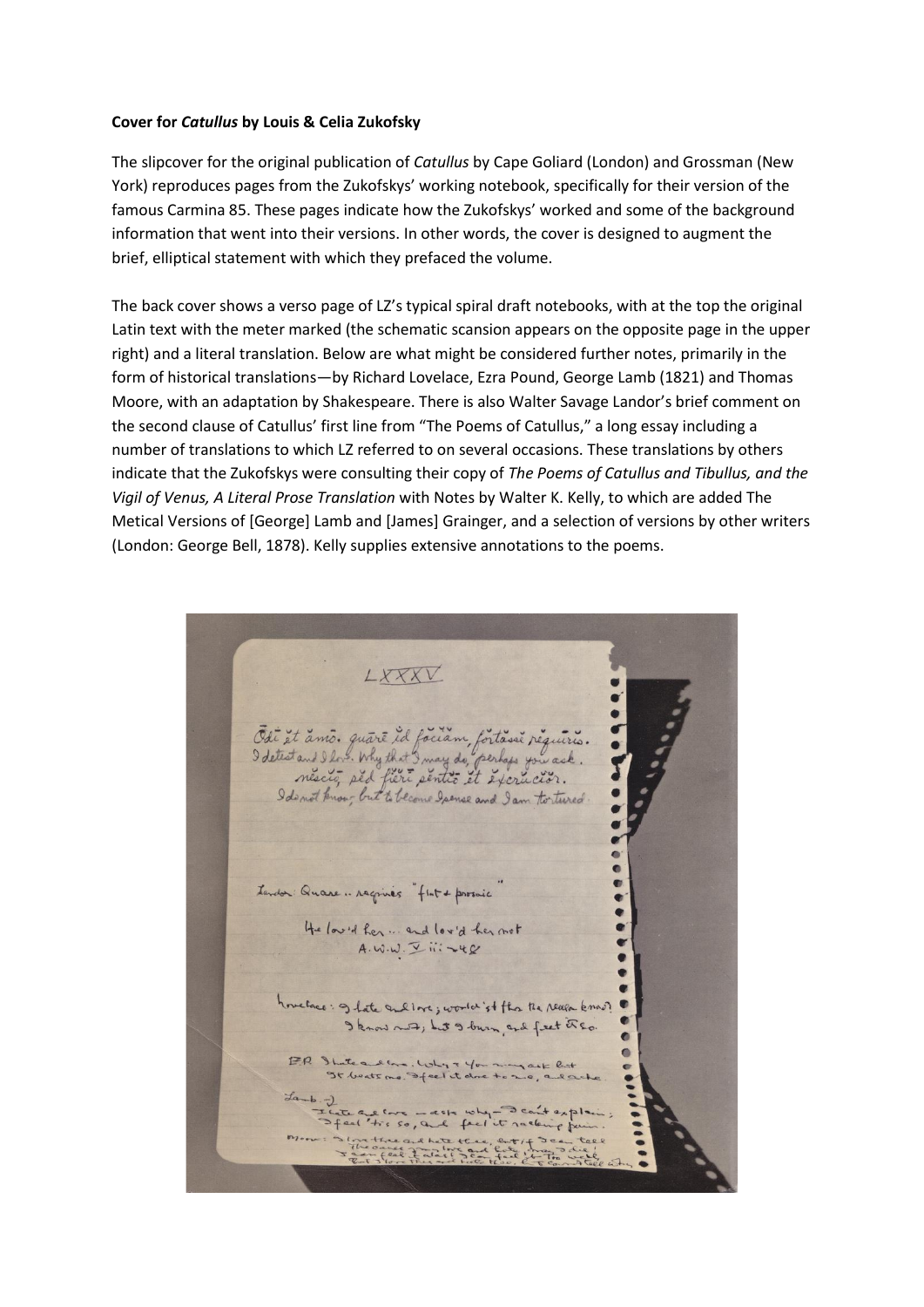**Cover for *Catullus* by Louis & Celia Zukofsky**

The slipcover for the original publication of *Catullus* by Cape Goliard (London) and Grossman (New York) reproduces pages from the Zukofskys' working notebook, specifically for their version of the famous Carmina 85. These pages indicate how the Zukofskys' worked and some of the background information that went into their versions. In other words, the cover is designed to augment the brief, elliptical statement with which they prefaced the volume.

The back cover shows a verso page of LZ's typical spiral draft notebooks, with at the top the original Latin text with the meter marked (the schematic scansion appears on the opposite page in the upper right) and a literal translation. Below are what might be considered further notes, primarily in the form of historical translations—by Richard Lovelace, Ezra Pound, George Lamb (1821) and Thomas Moore, with an adaptation by Shakespeare. There is also Walter Savage Landor's brief comment on the second clause of Catullus' first line from "The Poems of Catullus," a long essay including a number of translations to which LZ referred to on several occasions. These translations by others indicate that the Zukofskys were consulting their copy of *The Poems of Catullus and Tibullus, and the Vigil of Venus, A Literal Prose Translation* with Notes by Walter K. Kelly, to which are added The Metical Versions of [George] Lamb and [James] Grainger, and a selection of versions by other writers (London: George Bell, 1878). Kelly supplies extensive annotations to the poems.

LXXXV

Ōdī ĕt ămō. quārĕ ĭd făcĭam, fortāssĕ rĕquīrĭs.
I detest and I love. Why that I may do, perhaps you ask.
nēscĭō, sĕd fĭĕrī sentĭō ĕt ĕxcrŭcĭŏr.
I do not know, but to become I sense and I am tortured.

Landor: Quare .. requires "flat + prosaic"

He lov'd her ... and lov'd her not
A.W.W. V iii ~48

Lovelace: I hate and love; wouldst thou the reason know?
I know not, but I burn, and feel it so.

E.P. I hate and love. Why? You may ask but
It beats me. I feel it done to me, and ache.

Lamb: I hate and love — ask why — I can't explain;
I feel 'tis so, and feel it racking pain.

Moore: I love thee and hate thee, but if I can tell
The cause of my love and hate, may I die!
I can feel it, alas! I can feel it too well,
That I love thee and hate thee, but cannot tell why.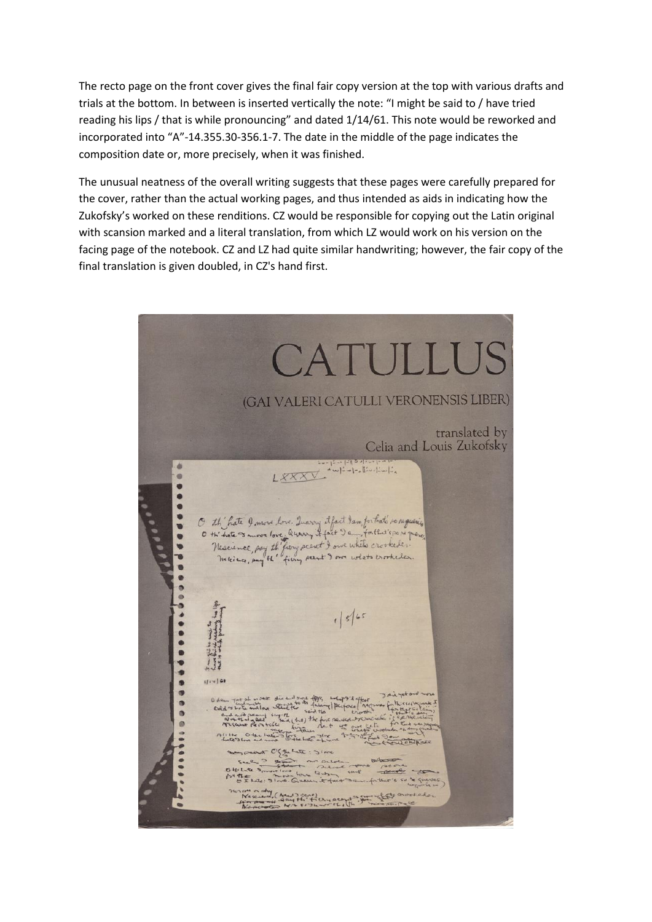The recto page on the front cover gives the final fair copy version at the top with various drafts and trials at the bottom. In between is inserted vertically the note: "I might be said to / have tried reading his lips / that is while pronouncing" and dated 1/14/61. This note would be reworked and incorporated into "A"-14.355.30-356.1-7. The date in the middle of the page indicates the composition date or, more precisely, when it was finished.

The unusual neatness of the overall writing suggests that these pages were carefully prepared for the cover, rather than the actual working pages, and thus intended as aids in indicating how the Zukofsky's worked on these renditions. CZ would be responsible for copying out the Latin original with scansion marked and a literal translation, from which LZ would work on his version on the facing page of the notebook. CZ and LZ had quite similar handwriting; however, the fair copy of the final translation is given doubled, in CZ's hand first.

CATULLUS

(GAI VALERI CATULLI VERONENSIS LIBER)

translated by
Celia and Louis Zukofsky